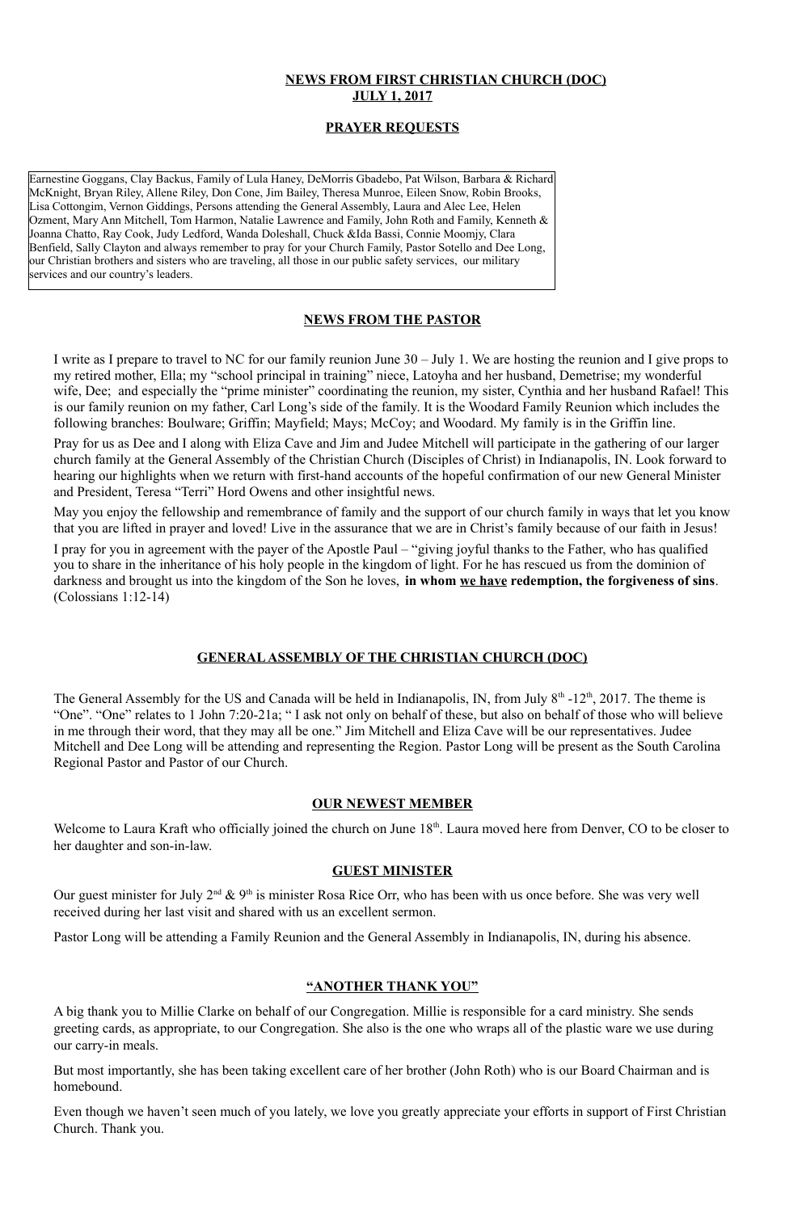# NEWS FROM FIRST CHRISTIAN CHURCH (DOC)
## JULY 1, 2017

## PRAYER REQUESTS

Earnestine Goggans, Clay Backus, Family of Lula Haney, DeMorris Gbadebo, Pat Wilson, Barbara & Richard McKnight, Bryan Riley, Allene Riley, Don Cone, Jim Bailey, Theresa Munroe, Eileen Snow, Robin Brooks, Lisa Cottongim, Vernon Giddings, Persons attending the General Assembly, Laura and Alec Lee, Helen Ozment, Mary Ann Mitchell, Tom Harmon, Natalie Lawrence and Family, John Roth and Family, Kenneth & Joanna Chatto, Ray Cook, Judy Ledford, Wanda Doleshall, Chuck &Ida Bassi, Connie Moomjy, Clara Benfield, Sally Clayton and always remember to pray for your Church Family, Pastor Sotello and Dee Long, our Christian brothers and sisters who are traveling, all those in our public safety services, our military services and our country's leaders.

## NEWS FROM THE PASTOR

I write as I prepare to travel to NC for our family reunion June 30 – July 1. We are hosting the reunion and I give props to my retired mother, Ella; my "school principal in training" niece, Latoyha and her husband, Demetrise; my wonderful wife, Dee; and especially the "prime minister" coordinating the reunion, my sister, Cynthia and her husband Rafael! This is our family reunion on my father, Carl Long's side of the family. It is the Woodard Family Reunion which includes the following branches: Boulware; Griffin; Mayfield; Mays; McCoy; and Woodard. My family is in the Griffin line.

Pray for us as Dee and I along with Eliza Cave and Jim and Judee Mitchell will participate in the gathering of our larger church family at the General Assembly of the Christian Church (Disciples of Christ) in Indianapolis, IN. Look forward to hearing our highlights when we return with first-hand accounts of the hopeful confirmation of our new General Minister and President, Teresa "Terri" Hord Owens and other insightful news.

May you enjoy the fellowship and remembrance of family and the support of our church family in ways that let you know that you are lifted in prayer and loved! Live in the assurance that we are in Christ's family because of our faith in Jesus!

I pray for you in agreement with the payer of the Apostle Paul – "giving joyful thanks to the Father, who has qualified you to share in the inheritance of his holy people in the kingdom of light. For he has rescued us from the dominion of darkness and brought us into the kingdom of the Son he loves, **in whom <u>we have</u> redemption, the forgiveness of sins**. (Colossians 1:12-14)

## GENERAL ASSEMBLY OF THE CHRISTIAN CHURCH (DOC)

The General Assembly for the US and Canada will be held in Indianapolis, IN, from July 8th -12th, 2017. The theme is "One". "One" relates to 1 John 7:20-21a; " I ask not only on behalf of these, but also on behalf of those who will believe in me through their word, that they may all be one." Jim Mitchell and Eliza Cave will be our representatives. Judee Mitchell and Dee Long will be attending and representing the Region. Pastor Long will be present as the South Carolina Regional Pastor and Pastor of our Church.

## OUR NEWEST MEMBER

Welcome to Laura Kraft who officially joined the church on June 18th. Laura moved here from Denver, CO to be closer to her daughter and son-in-law.

## GUEST MINISTER

Our guest minister for July 2nd & 9th is minister Rosa Rice Orr, who has been with us once before. She was very well received during her last visit and shared with us an excellent sermon.

Pastor Long will be attending a Family Reunion and the General Assembly in Indianapolis, IN, during his absence.

## "ANOTHER THANK YOU"

A big thank you to Millie Clarke on behalf of our Congregation. Millie is responsible for a card ministry. She sends greeting cards, as appropriate, to our Congregation. She also is the one who wraps all of the plastic ware we use during our carry-in meals.

But most importantly, she has been taking excellent care of her brother (John Roth) who is our Board Chairman and is homebound.

Even though we haven't seen much of you lately, we love you greatly appreciate your efforts in support of First Christian Church. Thank you.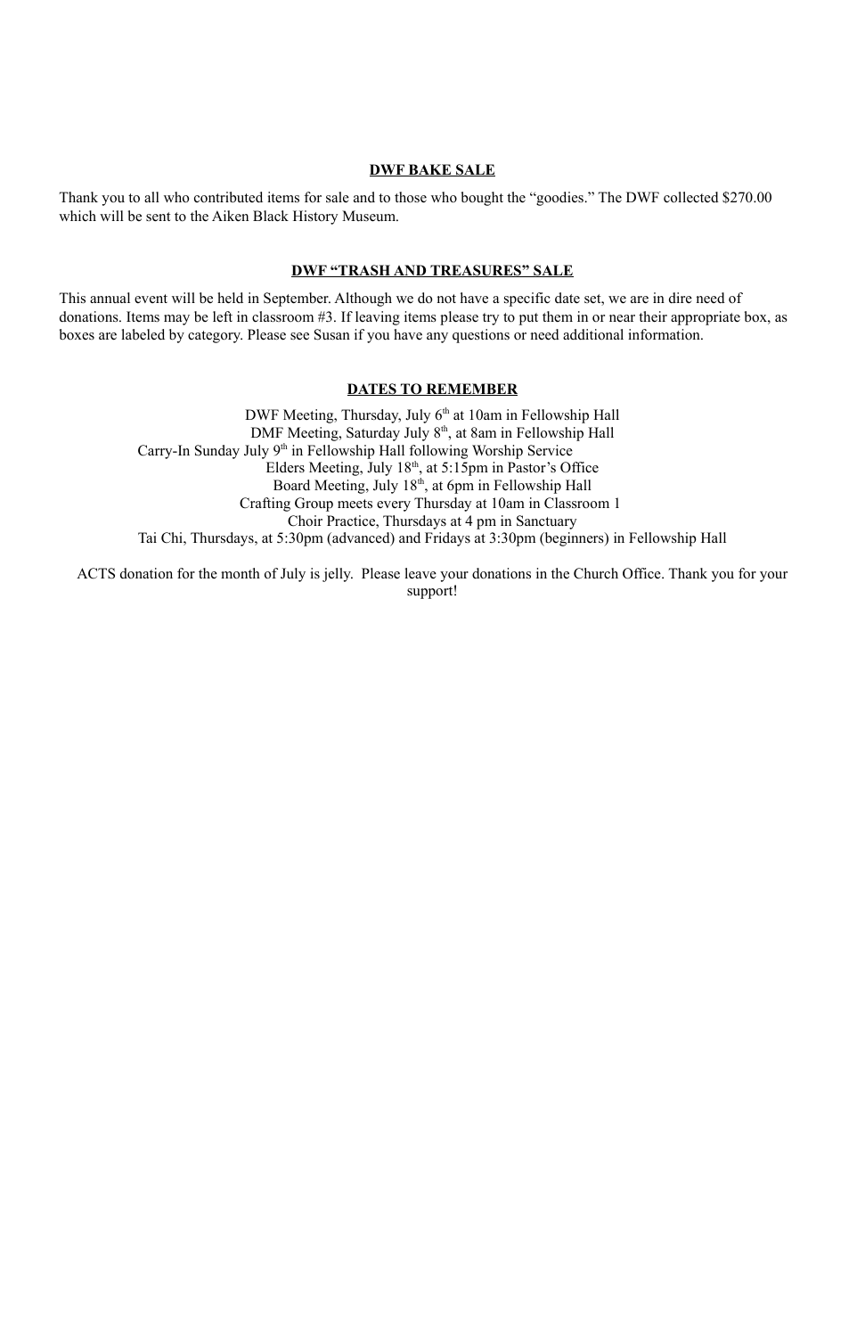**DWF BAKE SALE**

Thank you to all who contributed items for sale and to those who bought the "goodies." The DWF collected $270.00 which will be sent to the Aiken Black History Museum.

**DWF "TRASH AND TREASURES" SALE**

This annual event will be held in September. Although we do not have a specific date set, we are in dire need of donations. Items may be left in classroom #3. If leaving items please try to put them in or near their appropriate box, as boxes are labeled by category. Please see Susan if you have any questions or need additional information.

**DATES TO REMEMBER**

DWF Meeting, Thursday, July 6th at 10am in Fellowship Hall
DMF Meeting, Saturday July 8th, at 8am in Fellowship Hall
Carry-In Sunday July 9th in Fellowship Hall following Worship Service
Elders Meeting, July 18th, at 5:15pm in Pastor's Office
Board Meeting, July 18th, at 6pm in Fellowship Hall
Crafting Group meets every Thursday at 10am in Classroom 1
Choir Practice, Thursdays at 4 pm in Sanctuary
Tai Chi, Thursdays, at 5:30pm (advanced) and Fridays at 3:30pm (beginners) in Fellowship Hall

ACTS donation for the month of July is jelly. Please leave your donations in the Church Office. Thank you for your support!